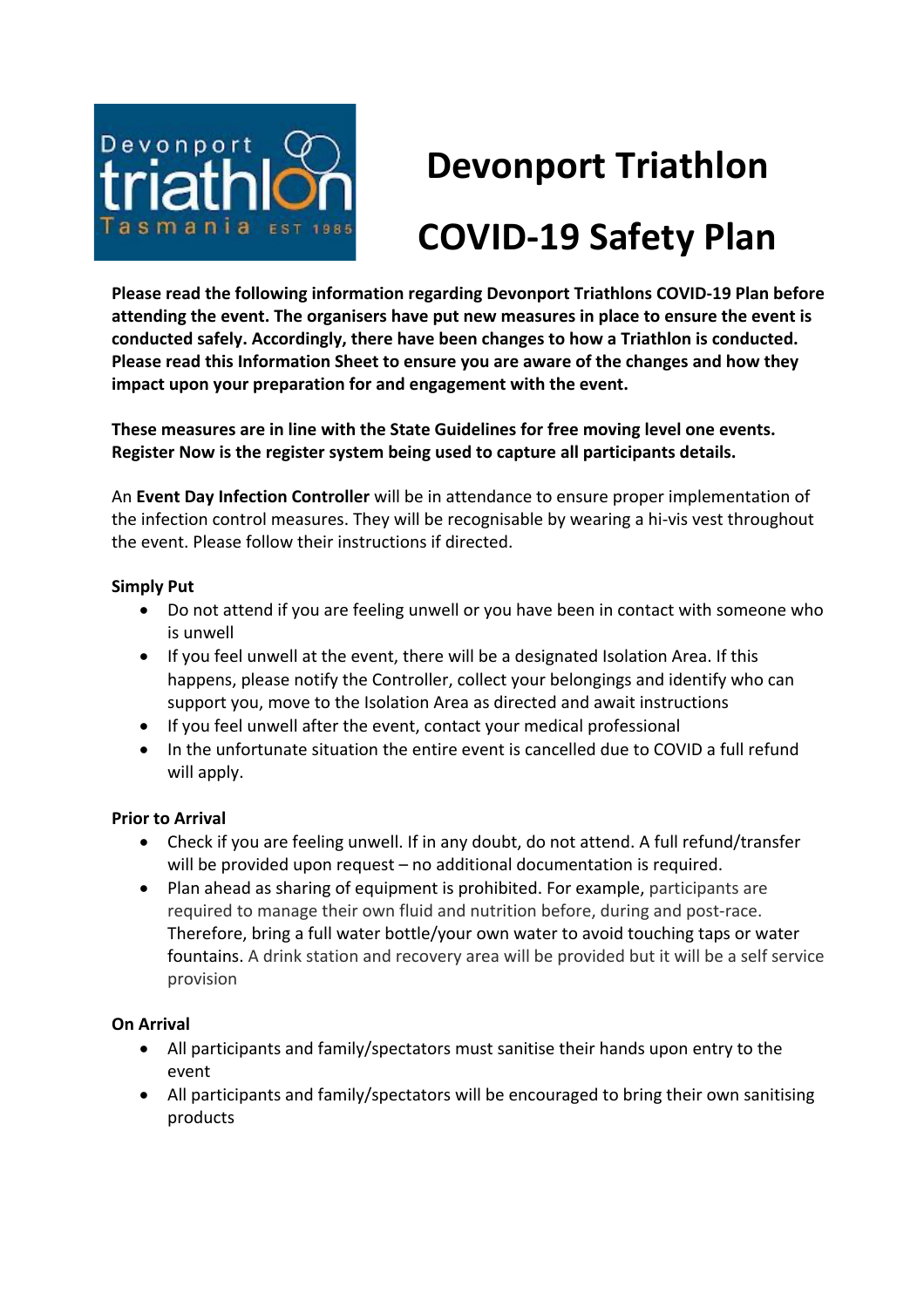# Devonport Triathlon

# COVID-19 Safety Plan

**Please read the following information regarding Devonport Triathlons COVID-19 Plan before attending the event. The organisers have put new measures in place to ensure the event is conducted safely. Accordingly, there have been changes to how a Triathlon is conducted. Please read this Information Sheet to ensure you are aware of the changes and how they impact upon your preparation for and engagement with the event.**

**These measures are in line with the State Guidelines for free moving level one events. Register Now is the register system being used to capture all participants details.**

An **Event Day Infection Controller** will be in attendance to ensure proper implementation of the infection control measures. They will be recognisable by wearing a hi-vis vest throughout the event. Please follow their instructions if directed.

**Simply Put**

- Do not attend if you are feeling unwell or you have been in contact with someone who is unwell
- If you feel unwell at the event, there will be a designated Isolation Area. If this happens, please notify the Controller, collect your belongings and identify who can support you, move to the Isolation Area as directed and await instructions
- If you feel unwell after the event, contact your medical professional
- In the unfortunate situation the entire event is cancelled due to COVID a full refund will apply.

**Prior to Arrival**

- Check if you are feeling unwell. If in any doubt, do not attend. A full refund/transfer will be provided upon request – no additional documentation is required.
- Plan ahead as sharing of equipment is prohibited. For example, participants are required to manage their own fluid and nutrition before, during and post-race. Therefore, bring a full water bottle/your own water to avoid touching taps or water fountains. A drink station and recovery area will be provided but it will be a self service provision

**On Arrival**

- All participants and family/spectators must sanitise their hands upon entry to the event
- All participants and family/spectators will be encouraged to bring their own sanitising products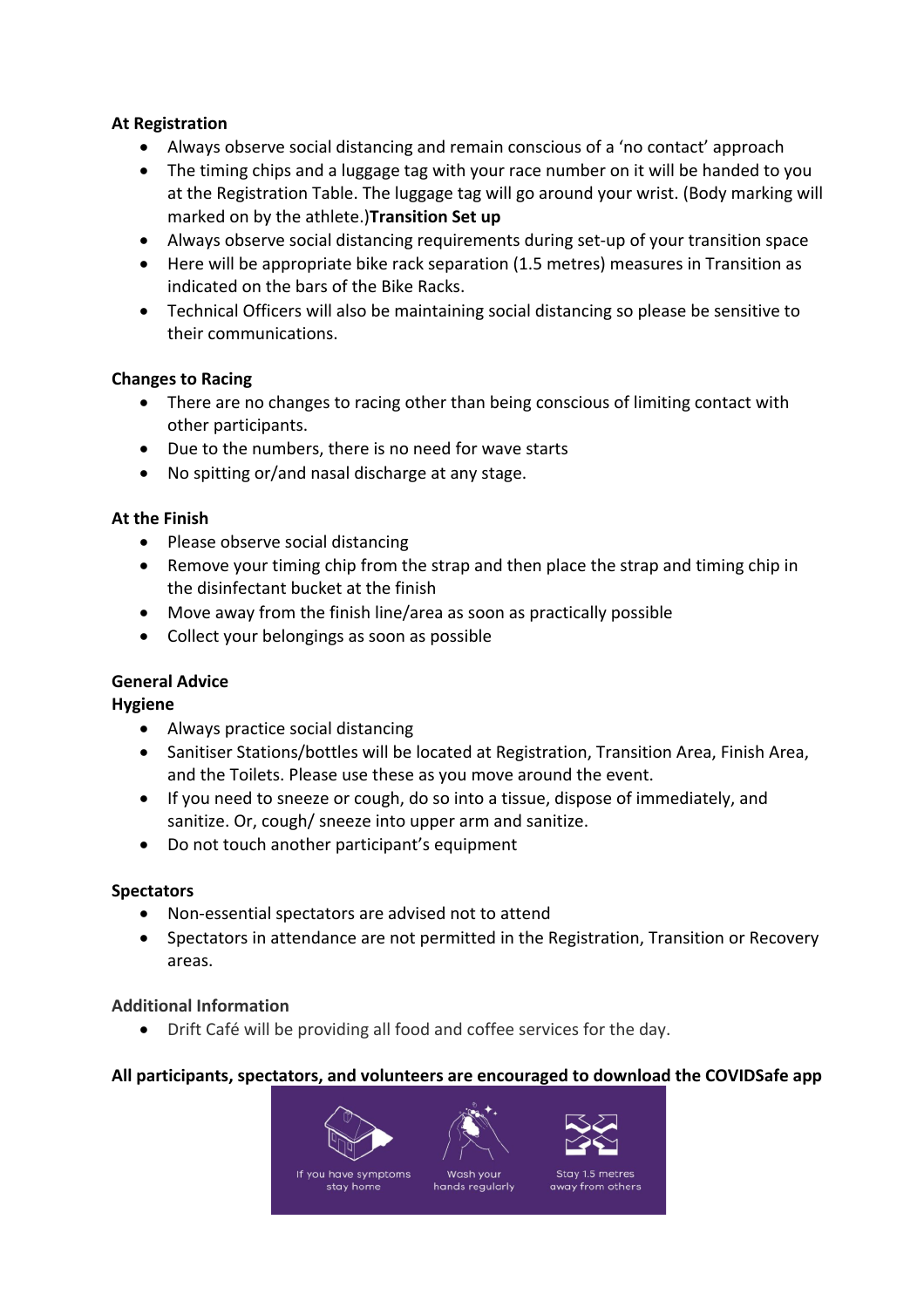**At Registration**

- Always observe social distancing and remain conscious of a 'no contact' approach
- The timing chips and a luggage tag with your race number on it will be handed to you at the Registration Table. The luggage tag will go around your wrist. (Body marking will marked on by the athlete.)**Transition Set up**
- Always observe social distancing requirements during set-up of your transition space
- Here will be appropriate bike rack separation (1.5 metres) measures in Transition as indicated on the bars of the Bike Racks.
- Technical Officers will also be maintaining social distancing so please be sensitive to their communications.

**Changes to Racing**

- There are no changes to racing other than being conscious of limiting contact with other participants.
- Due to the numbers, there is no need for wave starts
- No spitting or/and nasal discharge at any stage.

**At the Finish**

- Please observe social distancing
- Remove your timing chip from the strap and then place the strap and timing chip in the disinfectant bucket at the finish
- Move away from the finish line/area as soon as practically possible
- Collect your belongings as soon as possible

**General Advice**

**Hygiene**

- Always practice social distancing
- Sanitiser Stations/bottles will be located at Registration, Transition Area, Finish Area, and the Toilets. Please use these as you move around the event.
- If you need to sneeze or cough, do so into a tissue, dispose of immediately, and sanitize. Or, cough/ sneeze into upper arm and sanitize.
- Do not touch another participant's equipment

**Spectators**

- Non-essential spectators are advised not to attend
- Spectators in attendance are not permitted in the Registration, Transition or Recovery areas.

**Additional Information**

- Drift Café will be providing all food and coffee services for the day.

**All participants, spectators, and volunteers are encouraged to download the COVIDSafe app**

If you have symptoms stay home

Wash your hands regularly

Stay 1.5 metres away from others